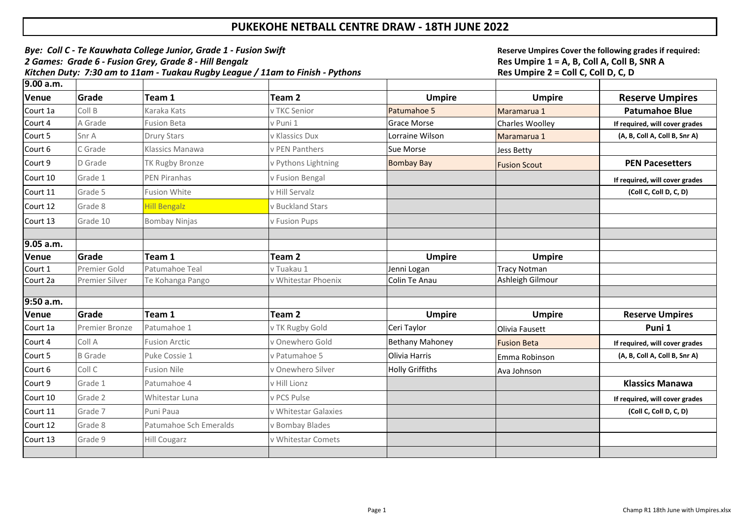# PUKEKOHE NETBALL CENTRE DRAW - 18TH JUNE 2022

***Bye: Coll C - Te Kauwhata College Junior, Grade 1 - Fusion Swift***
***2 Games: Grade 6 - Fusion Grey, Grade 8 - Hill Bengalz***
***Kitchen Duty: 7:30 am to 11am - Tuakau Rugby League / 11am to Finish - Pythons***

**Reserve Umpires Cover the following grades if required:**
**Res Umpire 1 = A, B, Coll A, Coll B, SNR A**
**Res Umpire 2 = Coll C, Coll D, C, D**

| **9.00 a.m.** | | | | | | |
|---|---|---|---|---|---|---|
| **Venue** | **Grade** | **Team 1** | **Team 2** | **Umpire** | **Umpire** | **Reserve Umpires** |
| Court 1a | Coll B | Karaka Kats | v TKC Senior | Patumahoe 5 | Maramarua 1 | **Patumahoe Blue** |
| Court 4 | A Grade | Fusion Beta | v Puni 1 | Grace Morse | Charles Woolley | **If required, will cover grades** |
| Court 5 | Snr A | Drury Stars | v Klassics Dux | Lorraine Wilson | Maramarua 1 | **(A, B, Coll A, Coll B, Snr A)** |
| Court 6 | C Grade | Klassics Manawa | v PEN Panthers | Sue Morse | Jess Betty | |
| Court 9 | D Grade | TK Rugby Bronze | v Pythons Lightning | Bombay Bay | Fusion Scout | **PEN Pacesetters** |
| Court 10 | Grade 1 | PEN Piranhas | v Fusion Bengal | | | **If required, will cover grades** |
| Court 11 | Grade 5 | Fusion White | v Hill Servalz | | | **(Coll C, Coll D, C, D)** |
| Court 12 | Grade 8 | Hill Bengalz | v Buckland Stars | | | |
| Court 13 | Grade 10 | Bombay Ninjas | v Fusion Pups | | | |
| | | | | | | |
| **9.05 a.m.** | | | | | | |
| **Venue** | **Grade** | **Team 1** | **Team 2** | **Umpire** | **Umpire** | |
| Court 1 | Premier Gold | Patumahoe Teal | v Tuakau 1 | Jenni Logan | Tracy Notman | |
| Court 2a | Premier Silver | Te Kohanga Pango | v Whitestar Phoenix | Colin Te Anau | Ashleigh Gilmour | |
| | | | | | | |
| **9:50 a.m.** | | | | | | |
| **Venue** | **Grade** | **Team 1** | **Team 2** | **Umpire** | **Umpire** | **Reserve Umpires** |
| Court 1a | Premier Bronze | Patumahoe 1 | v TK Rugby Gold | Ceri Taylor | Olivia Fausett | **Puni 1** |
| Court 4 | Coll A | Fusion Arctic | v Onewhero Gold | Bethany Mahoney | Fusion Beta | **If required, will cover grades** |
| Court 5 | B Grade | Puke Cossie 1 | v Patumahoe 5 | Olivia Harris | Emma Robinson | **(A, B, Coll A, Coll B, Snr A)** |
| Court 6 | Coll C | Fusion Nile | v Onewhero Silver | Holly Griffiths | Ava Johnson | |
| Court 9 | Grade 1 | Patumahoe 4 | v Hill Lionz | | | **Klassics Manawa** |
| Court 10 | Grade 2 | Whitestar Luna | v PCS Pulse | | | **If required, will cover grades** |
| Court 11 | Grade 7 | Puni Paua | v Whitestar Galaxies | | | **(Coll C, Coll D, C, D)** |
| Court 12 | Grade 8 | Patumahoe Sch Emeralds | v Bombay Blades | | | |
| Court 13 | Grade 9 | Hill Cougarz | v Whitestar Comets | | | |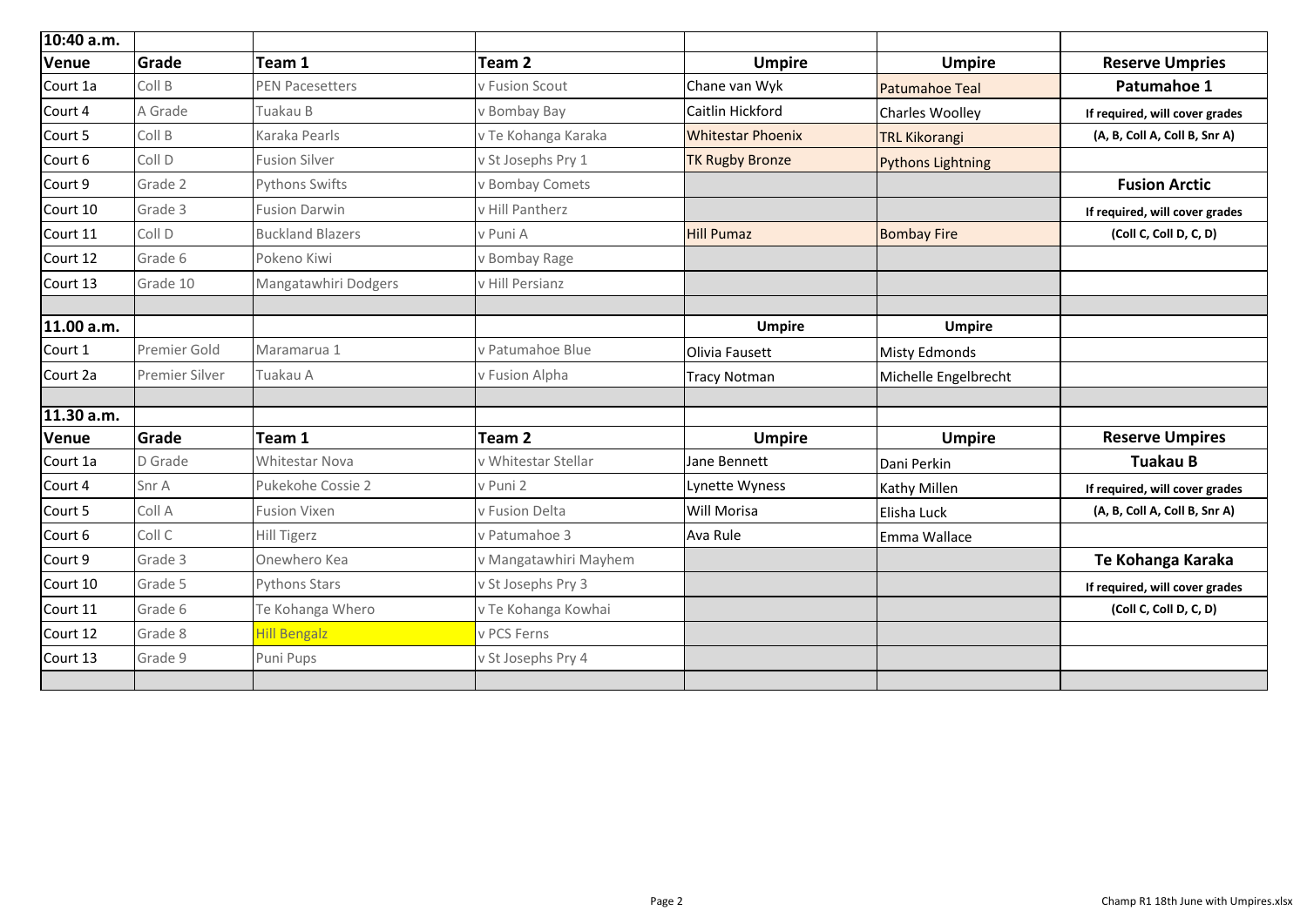| 10:40 a.m. | | | | | | |
|---|---|---|---|---|---|---|
| **Venue** | **Grade** | **Team 1** | **Team 2** | **Umpire** | **Umpire** | **Reserve Umpries** |
| Court 1a | Coll B | PEN Pacesetters | v Fusion Scout | Chane van Wyk | Patumahoe Teal | **Patumahoe 1** |
| Court 4 | A Grade | Tuakau B | v Bombay Bay | Caitlin Hickford | Charles Woolley | **If required, will cover grades** |
| Court 5 | Coll B | Karaka Pearls | v Te Kohanga Karaka | Whitestar Phoenix | TRL Kikorangi | **(A, B, Coll A, Coll B, Snr A)** |
| Court 6 | Coll D | Fusion Silver | v St Josephs Pry 1 | TK Rugby Bronze | Pythons Lightning | |
| Court 9 | Grade 2 | Pythons Swifts | v Bombay Comets | | | **Fusion Arctic** |
| Court 10 | Grade 3 | Fusion Darwin | v Hill Pantherz | | | **If required, will cover grades** |
| Court 11 | Coll D | Buckland Blazers | v Puni A | Hill Pumaz | Bombay Fire | **(Coll C, Coll D, C, D)** |
| Court 12 | Grade 6 | Pokeno Kiwi | v Bombay Rage | | | |
| Court 13 | Grade 10 | Mangatawhiri Dodgers | v Hill Persianz | | | |
| | | | | | | |
| **11.00 a.m.** | | | | **Umpire** | **Umpire** | |
| Court 1 | Premier Gold | Maramarua 1 | v Patumahoe Blue | Olivia Fausett | Misty Edmonds | |
| Court 2a | Premier Silver | Tuakau A | v Fusion Alpha | Tracy Notman | Michelle Engelbrecht | |
| | | | | | | |
| **11.30 a.m.** | | | | | | |
| **Venue** | **Grade** | **Team 1** | **Team 2** | **Umpire** | **Umpire** | **Reserve Umpires** |
| Court 1a | D Grade | Whitestar Nova | v Whitestar Stellar | Jane Bennett | Dani Perkin | **Tuakau B** |
| Court 4 | Snr A | Pukekohe Cossie 2 | v Puni 2 | Lynette Wyness | Kathy Millen | **If required, will cover grades** |
| Court 5 | Coll A | Fusion Vixen | v Fusion Delta | Will Morisa | Elisha Luck | **(A, B, Coll A, Coll B, Snr A)** |
| Court 6 | Coll C | Hill Tigerz | v Patumahoe 3 | Ava Rule | Emma Wallace | |
| Court 9 | Grade 3 | Onewhero Kea | v Mangatawhiri Mayhem | | | **Te Kohanga Karaka** |
| Court 10 | Grade 5 | Pythons Stars | v St Josephs Pry 3 | | | **If required, will cover grades** |
| Court 11 | Grade 6 | Te Kohanga Whero | v Te Kohanga Kowhai | | | **(Coll C, Coll D, C, D)** |
| Court 12 | Grade 8 | Hill Bengalz | v PCS Ferns | | | |
| Court 13 | Grade 9 | Puni Pups | v St Josephs Pry 4 | | | |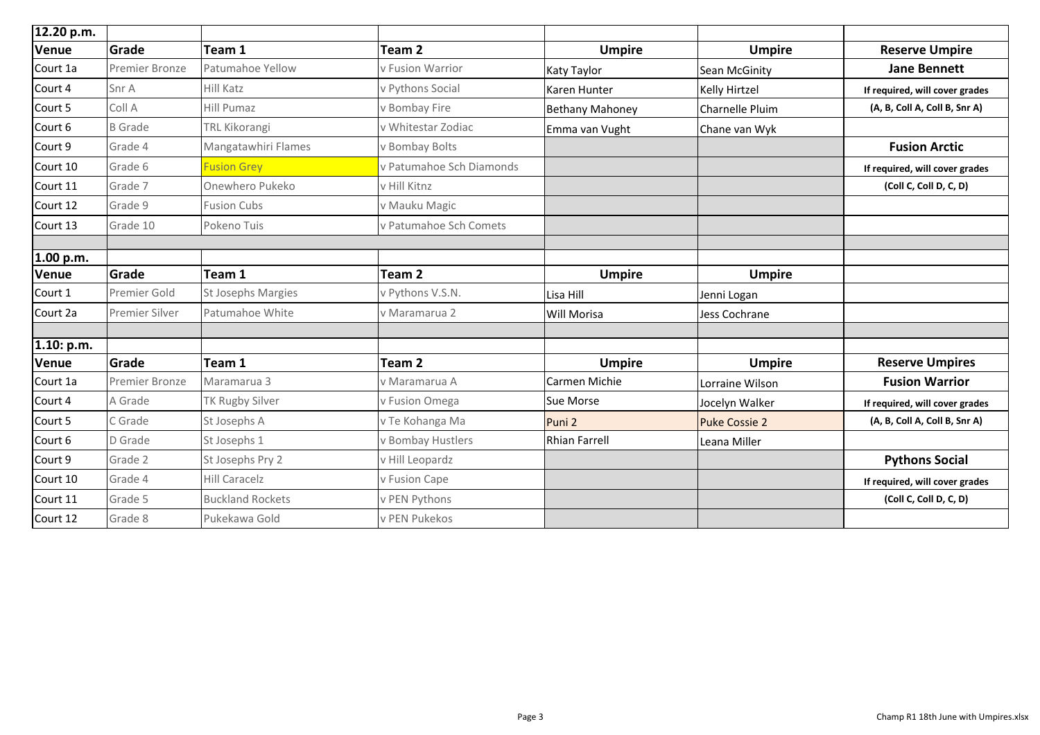| 12.20 p.m. | | | | | | |
|---|---|---|---|---|---|---|
| **Venue** | **Grade** | **Team 1** | **Team 2** | **Umpire** | **Umpire** | **Reserve Umpire** |
| Court 1a | Premier Bronze | Patumahoe Yellow | v Fusion Warrior | Katy Taylor | Sean McGinity | **Jane Bennett** |
| Court 4 | Snr A | Hill Katz | v Pythons Social | Karen Hunter | Kelly Hirtzel | **If required, will cover grades** |
| Court 5 | Coll A | Hill Pumaz | v Bombay Fire | Bethany Mahoney | Charnelle Pluim | **(A, B, Coll A, Coll B, Snr A)** |
| Court 6 | B Grade | TRL Kikorangi | v Whitestar Zodiac | Emma van Vught | Chane van Wyk | |
| Court 9 | Grade 4 | Mangatawhiri Flames | v Bombay Bolts | | | **Fusion Arctic** |
| Court 10 | Grade 6 | Fusion Grey | v Patumahoe Sch Diamonds | | | **If required, will cover grades** |
| Court 11 | Grade 7 | Onewhero Pukeko | v Hill Kitnz | | | **(Coll C, Coll D, C, D)** |
| Court 12 | Grade 9 | Fusion Cubs | v Mauku Magic | | | |
| Court 13 | Grade 10 | Pokeno Tuis | v Patumahoe Sch Comets | | | |

| 1.00 p.m. | | | | | | |
|---|---|---|---|---|---|---|
| **Venue** | **Grade** | **Team 1** | **Team 2** | **Umpire** | **Umpire** | |
| Court 1 | Premier Gold | St Josephs Margies | v Pythons V.S.N. | Lisa Hill | Jenni Logan | |
| Court 2a | Premier Silver | Patumahoe White | v Maramarua 2 | Will Morisa | Jess Cochrane | |

| 1.10: p.m. | | | | | | |
|---|---|---|---|---|---|---|
| **Venue** | **Grade** | **Team 1** | **Team 2** | **Umpire** | **Umpire** | **Reserve Umpires** |
| Court 1a | Premier Bronze | Maramarua 3 | v Maramarua A | Carmen Michie | Lorraine Wilson | **Fusion Warrior** |
| Court 4 | A Grade | TK Rugby Silver | v Fusion Omega | Sue Morse | Jocelyn Walker | **If required, will cover grades** |
| Court 5 | C Grade | St Josephs A | v Te Kohanga Ma | Puni 2 | Puke Cossie 2 | **(A, B, Coll A, Coll B, Snr A)** |
| Court 6 | D Grade | St Josephs 1 | v Bombay Hustlers | Rhian Farrell | Leana Miller | |
| Court 9 | Grade 2 | St Josephs Pry 2 | v Hill Leopardz | | | **Pythons Social** |
| Court 10 | Grade 4 | Hill Caracelz | v Fusion Cape | | | **If required, will cover grades** |
| Court 11 | Grade 5 | Buckland Rockets | v PEN Pythons | | | **(Coll C, Coll D, C, D)** |
| Court 12 | Grade 8 | Pukekawa Gold | v PEN Pukekos | | | |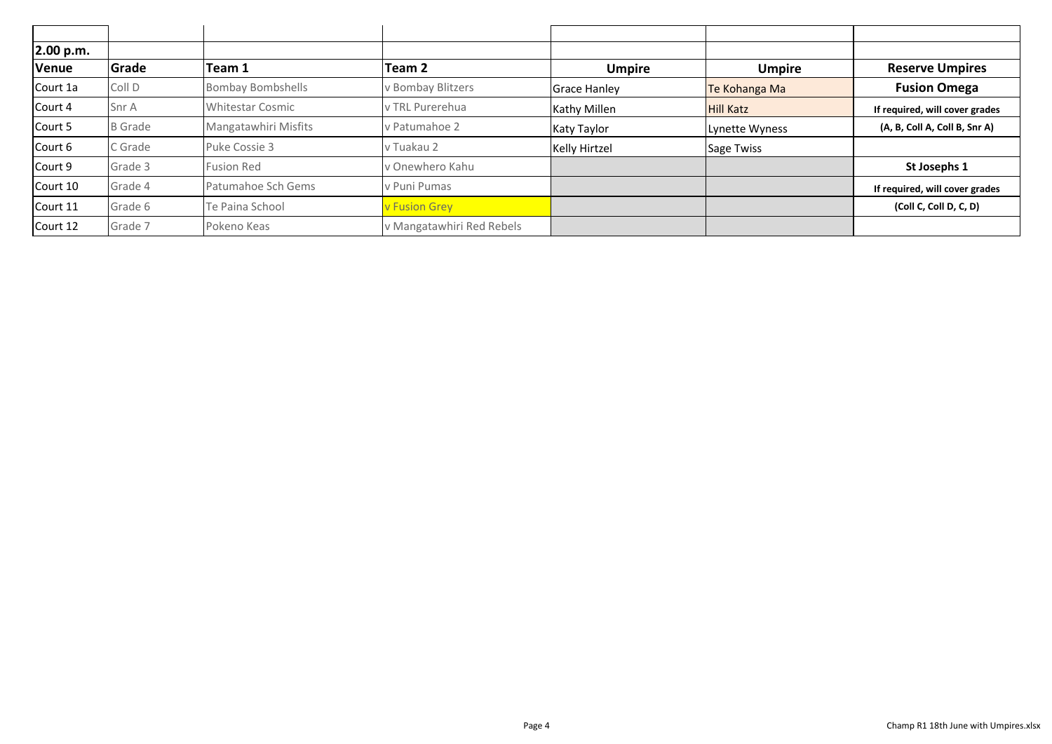| | | | | | | |
|---|---|---|---|---|---|---|
| **2.00 p.m.** | | | | | | |
| **Venue** | **Grade** | **Team 1** | **Team 2** | **Umpire** | **Umpire** | **Reserve Umpires** |
| Court 1a | Coll D | Bombay Bombshells | v Bombay Blitzers | Grace Hanley | Te Kohanga Ma | **Fusion Omega** |
| Court 4 | Snr A | Whitestar Cosmic | v TRL Purerehua | Kathy Millen | Hill Katz | **If required, will cover grades** |
| Court 5 | B Grade | Mangatawhiri Misfits | v Patumahoe 2 | Katy Taylor | Lynette Wyness | **(A, B, Coll A, Coll B, Snr A)** |
| Court 6 | C Grade | Puke Cossie 3 | v Tuakau 2 | Kelly Hirtzel | Sage Twiss | |
| Court 9 | Grade 3 | Fusion Red | v Onewhero Kahu | | | **St Josephs 1** |
| Court 10 | Grade 4 | Patumahoe Sch Gems | v Puni Pumas | | | **If required, will cover grades** |
| Court 11 | Grade 6 | Te Paina School | v Fusion Grey | | | **(Coll C, Coll D, C, D)** |
| Court 12 | Grade 7 | Pokeno Keas | v Mangatawhiri Red Rebels | | | |